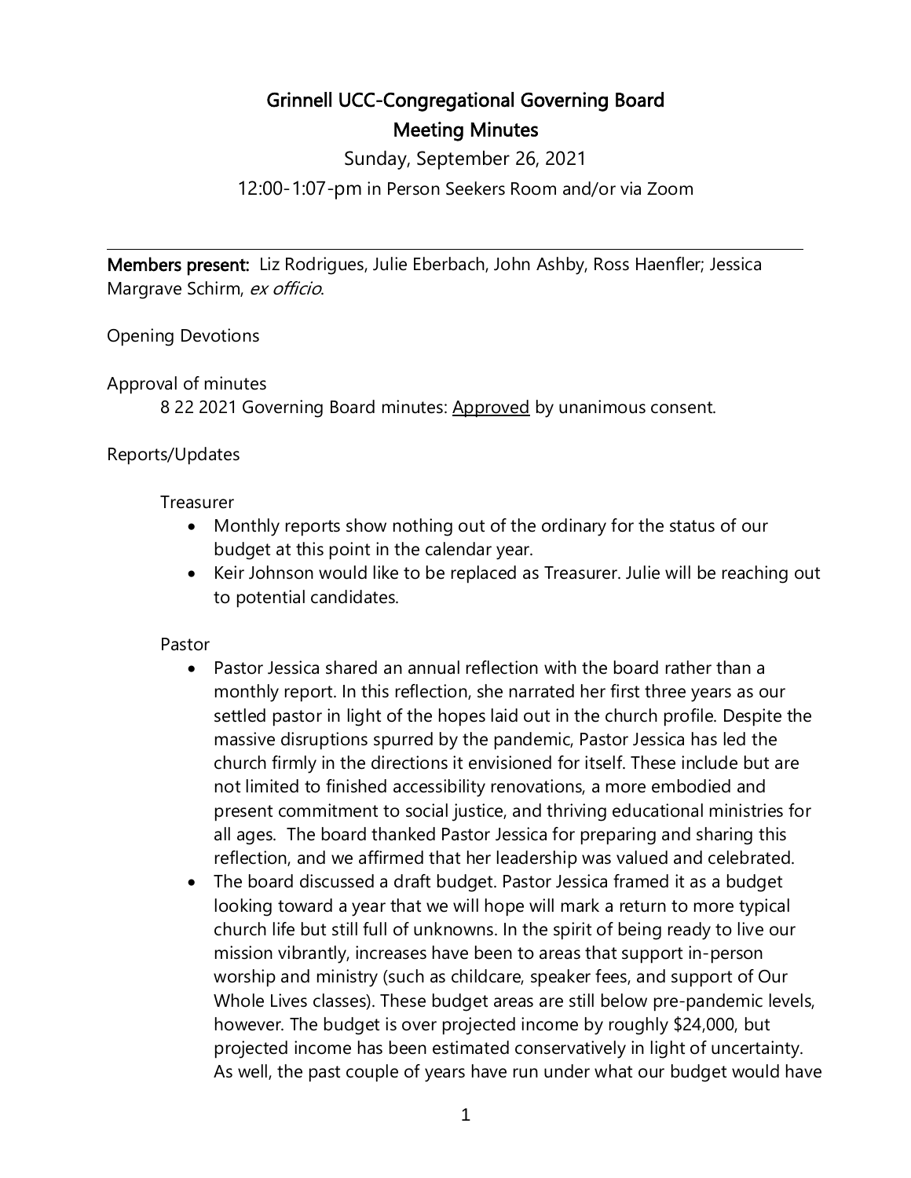# Grinnell UCC-Congregational Governing Board
## Meeting Minutes

Sunday, September 26, 2021

12:00-1:07-pm in Person Seekers Room and/or via Zoom

---

**Members present:** Liz Rodrigues, Julie Eberbach, John Ashby, Ross Haenfler; Jessica Margrave Schirm, *ex officio*.

Opening Devotions

Approval of minutes

8 22 2021 Governing Board minutes: Approved by unanimous consent.

Reports/Updates

Treasurer

- Monthly reports show nothing out of the ordinary for the status of our budget at this point in the calendar year.
- Keir Johnson would like to be replaced as Treasurer. Julie will be reaching out to potential candidates.

Pastor

- Pastor Jessica shared an annual reflection with the board rather than a monthly report. In this reflection, she narrated her first three years as our settled pastor in light of the hopes laid out in the church profile. Despite the massive disruptions spurred by the pandemic, Pastor Jessica has led the church firmly in the directions it envisioned for itself. These include but are not limited to finished accessibility renovations, a more embodied and present commitment to social justice, and thriving educational ministries for all ages. The board thanked Pastor Jessica for preparing and sharing this reflection, and we affirmed that her leadership was valued and celebrated.
- The board discussed a draft budget. Pastor Jessica framed it as a budget looking toward a year that we will hope will mark a return to more typical church life but still full of unknowns. In the spirit of being ready to live our mission vibrantly, increases have been to areas that support in-person worship and ministry (such as childcare, speaker fees, and support of Our Whole Lives classes). These budget areas are still below pre-pandemic levels, however. The budget is over projected income by roughly $24,000, but projected income has been estimated conservatively in light of uncertainty. As well, the past couple of years have run under what our budget would have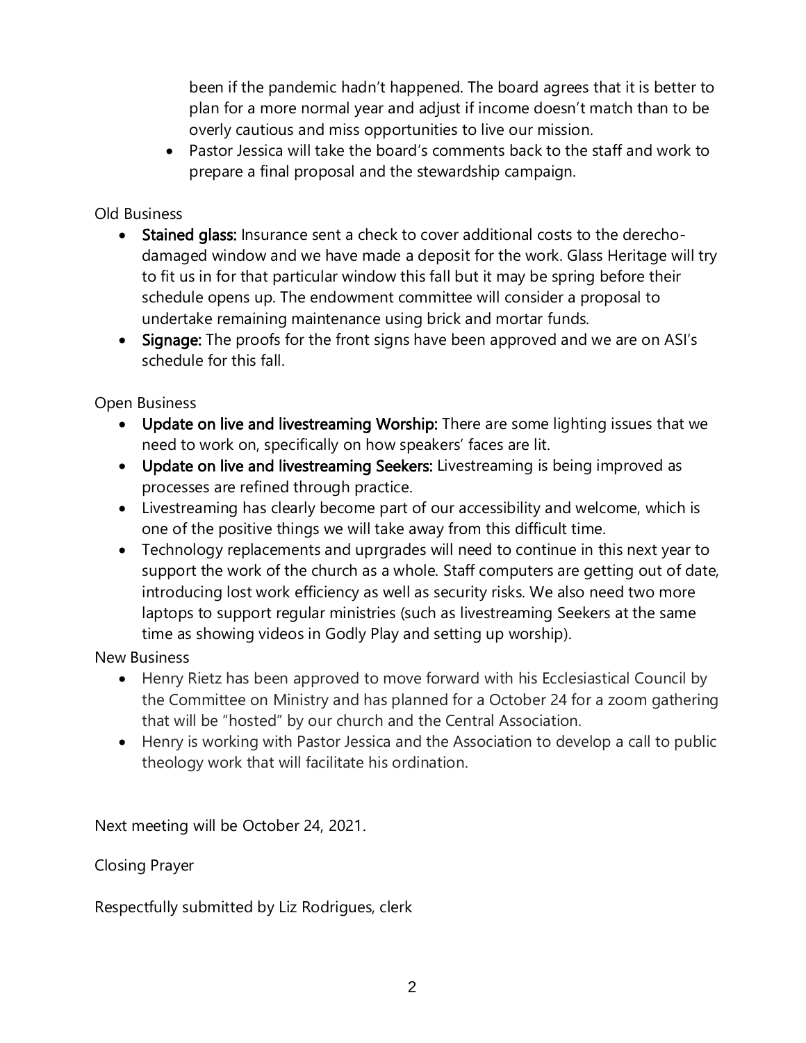been if the pandemic hadn't happened. The board agrees that it is better to plan for a more normal year and adjust if income doesn't match than to be overly cautious and miss opportunities to live our mission.

- Pastor Jessica will take the board's comments back to the staff and work to prepare a final proposal and the stewardship campaign.

Old Business

- **Stained glass:** Insurance sent a check to cover additional costs to the derecho-damaged window and we have made a deposit for the work. Glass Heritage will try to fit us in for that particular window this fall but it may be spring before their schedule opens up. The endowment committee will consider a proposal to undertake remaining maintenance using brick and mortar funds.
- **Signage:** The proofs for the front signs have been approved and we are on ASI's schedule for this fall.

Open Business

- **Update on live and livestreaming Worship:** There are some lighting issues that we need to work on, specifically on how speakers' faces are lit.
- **Update on live and livestreaming Seekers:** Livestreaming is being improved as processes are refined through practice.
- Livestreaming has clearly become part of our accessibility and welcome, which is one of the positive things we will take away from this difficult time.
- Technology replacements and uprgrades will need to continue in this next year to support the work of the church as a whole. Staff computers are getting out of date, introducing lost work efficiency as well as security risks. We also need two more laptops to support regular ministries (such as livestreaming Seekers at the same time as showing videos in Godly Play and setting up worship).

New Business

- Henry Rietz has been approved to move forward with his Ecclesiastical Council by the Committee on Ministry and has planned for a October 24 for a zoom gathering that will be "hosted" by our church and the Central Association.
- Henry is working with Pastor Jessica and the Association to develop a call to public theology work that will facilitate his ordination.

Next meeting will be October 24, 2021.

Closing Prayer

Respectfully submitted by Liz Rodrigues, clerk